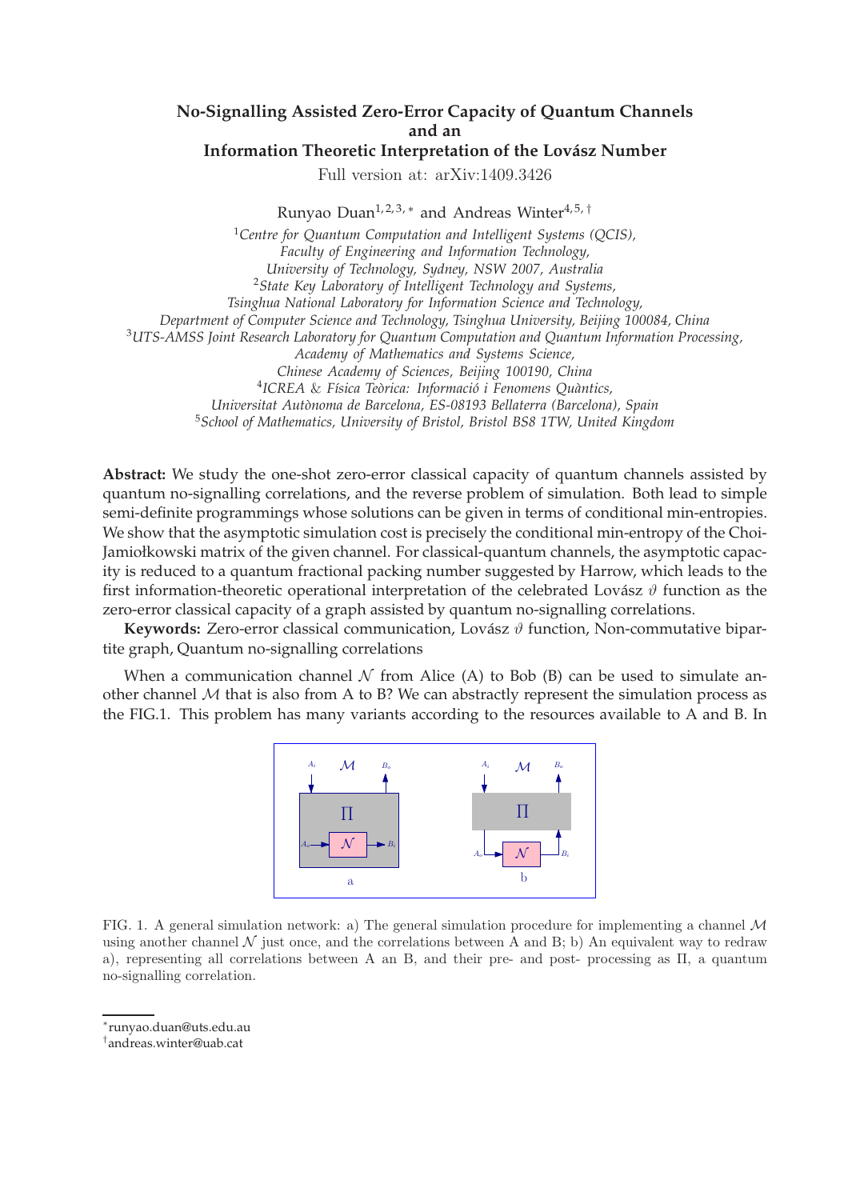# No-Signalling Assisted Zero-Error Capacity of Quantum Channels and an Information Theoretic Interpretation of the Lovász Number

Full version at: arXiv:1409.3426

Runyao Duan[1,2,3,*] and Andreas Winter[4,5,†]

[1]*Centre for Quantum Computation and Intelligent Systems (QCIS), Faculty of Engineering and Information Technology, University of Technology, Sydney, NSW 2007, Australia*
[2]*State Key Laboratory of Intelligent Technology and Systems, Tsinghua National Laboratory for Information Science and Technology, Department of Computer Science and Technology, Tsinghua University, Beijing 100084, China*
[3]*UTS-AMSS Joint Research Laboratory for Quantum Computation and Quantum Information Processing, Academy of Mathematics and Systems Science, Chinese Academy of Sciences, Beijing 100190, China*
[4]*ICREA & Física Teòrica: Informació i Fenomens Quàntics, Universitat Autònoma de Barcelona, ES-08193 Bellaterra (Barcelona), Spain*
[5]*School of Mathematics, University of Bristol, Bristol BS8 1TW, United Kingdom*

**Abstract:** We study the one-shot zero-error classical capacity of quantum channels assisted by quantum no-signalling correlations, and the reverse problem of simulation. Both lead to simple semi-definite programmings whose solutions can be given in terms of conditional min-entropies. We show that the asymptotic simulation cost is precisely the conditional min-entropy of the Choi-Jamiołkowski matrix of the given channel. For classical-quantum channels, the asymptotic capacity is reduced to a quantum fractional packing number suggested by Harrow, which leads to the first information-theoretic operational interpretation of the celebrated Lovász $\vartheta$ function as the zero-error classical capacity of a graph assisted by quantum no-signalling correlations.

**Keywords:** Zero-error classical communication, Lovász $\vartheta$ function, Non-commutative bipartite graph, Quantum no-signalling correlations

When a communication channel $\mathcal{N}$ from Alice (A) to Bob (B) can be used to simulate another channel $\mathcal{M}$ that is also from A to B? We can abstractly represent the simulation process as the FIG.1. This problem has many variants according to the resources available to A and B. In

FIG. 1. A general simulation network: a) The general simulation procedure for implementing a channel $\mathcal{M}$ using another channel $\mathcal{N}$ just once, and the correlations between A and B; b) An equivalent way to redraw a), representing all correlations between A an B, and their pre- and post- processing as $\Pi$, a quantum no-signalling correlation.

*runyao.duan@uts.edu.au
†andreas.winter@uab.cat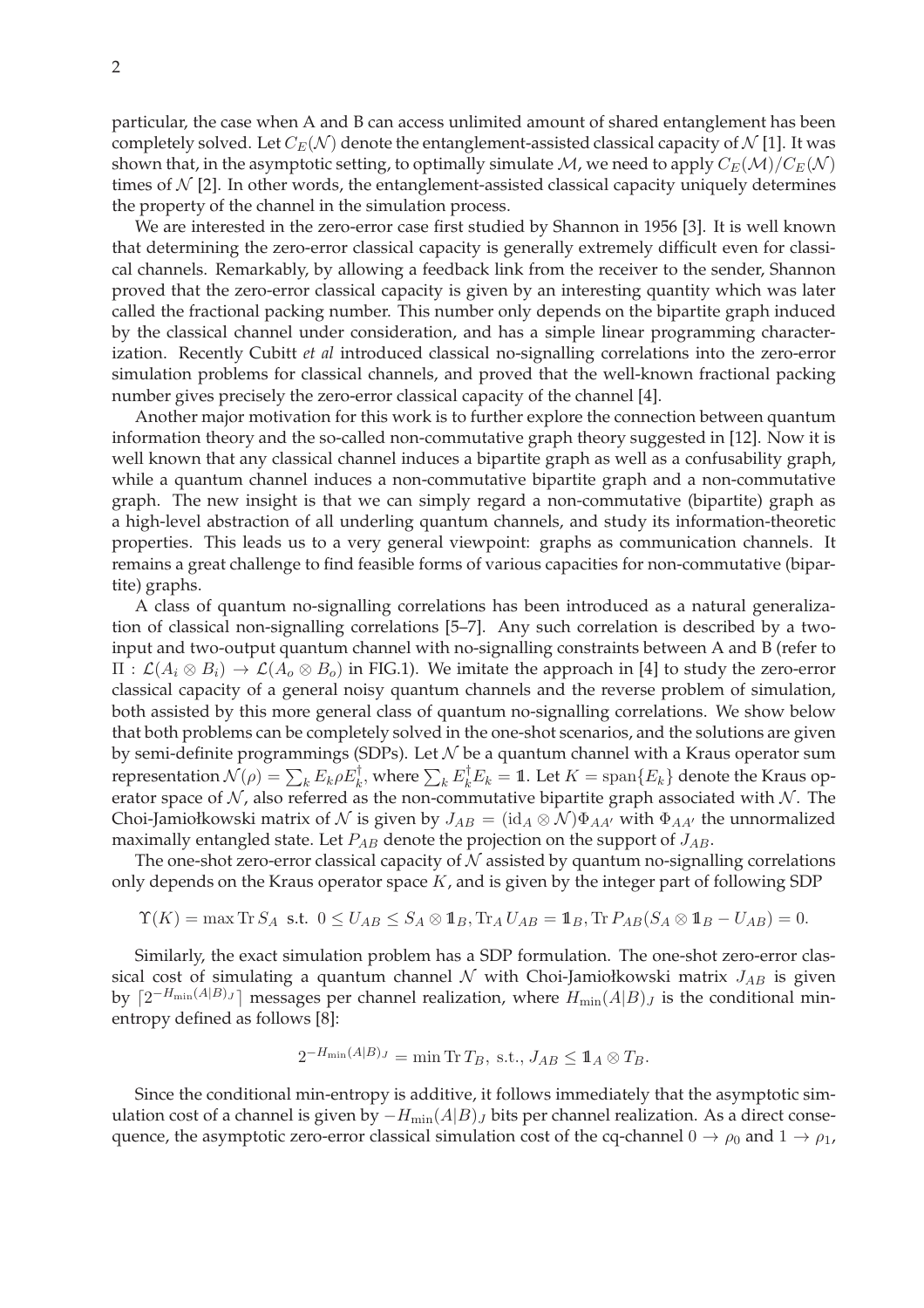particular, the case when A and B can access unlimited amount of shared entanglement has been completely solved. Let $C_E(\mathcal{N})$ denote the entanglement-assisted classical capacity of $\mathcal{N}$ [1]. It was shown that, in the asymptotic setting, to optimally simulate $\mathcal{M}$, we need to apply $C_E(\mathcal{M})/C_E(\mathcal{N})$ times of $\mathcal{N}$ [2]. In other words, the entanglement-assisted classical capacity uniquely determines the property of the channel in the simulation process.

We are interested in the zero-error case first studied by Shannon in 1956 [3]. It is well known that determining the zero-error classical capacity is generally extremely difficult even for classical channels. Remarkably, by allowing a feedback link from the receiver to the sender, Shannon proved that the zero-error classical capacity is given by an interesting quantity which was later called the fractional packing number. This number only depends on the bipartite graph induced by the classical channel under consideration, and has a simple linear programming characterization. Recently Cubitt *et al* introduced classical no-signalling correlations into the zero-error simulation problems for classical channels, and proved that the well-known fractional packing number gives precisely the zero-error classical capacity of the channel [4].

Another major motivation for this work is to further explore the connection between quantum information theory and the so-called non-commutative graph theory suggested in [12]. Now it is well known that any classical channel induces a bipartite graph as well as a confusability graph, while a quantum channel induces a non-commutative bipartite graph and a non-commutative graph. The new insight is that we can simply regard a non-commutative (bipartite) graph as a high-level abstraction of all underling quantum channels, and study its information-theoretic properties. This leads us to a very general viewpoint: graphs as communication channels. It remains a great challenge to find feasible forms of various capacities for non-commutative (bipartite) graphs.

A class of quantum no-signalling correlations has been introduced as a natural generalization of classical non-signalling correlations [5–7]. Any such correlation is described by a two-input and two-output quantum channel with no-signalling constraints between A and B (refer to $\Pi : \mathcal{L}(A_i \otimes B_i) \to \mathcal{L}(A_o \otimes B_o)$ in FIG.1). We imitate the approach in [4] to study the zero-error classical capacity of a general noisy quantum channels and the reverse problem of simulation, both assisted by this more general class of quantum no-signalling correlations. We show below that both problems can be completely solved in the one-shot scenarios, and the solutions are given by semi-definite programmings (SDPs). Let $\mathcal{N}$ be a quantum channel with a Kraus operator sum representation $\mathcal{N}(\rho) = \sum_k E_k \rho E_k^\dagger$, where $\sum_k E_k^\dagger E_k = \mathbb{1}$. Let $K = \operatorname{span}\{E_k\}$ denote the Kraus operator space of $\mathcal{N}$, also referred as the non-commutative bipartite graph associated with $\mathcal{N}$. The Choi-Jamiołkowski matrix of $\mathcal{N}$ is given by $J_{AB} = (\mathrm{id}_A \otimes \mathcal{N})\Phi_{AA'}$ with $\Phi_{AA'}$ the unnormalized maximally entangled state. Let $P_{AB}$ denote the projection on the support of $J_{AB}$.

The one-shot zero-error classical capacity of $\mathcal{N}$ assisted by quantum no-signalling correlations only depends on the Kraus operator space $K$, and is given by the integer part of following SDP

$$\Upsilon(K) = \max \operatorname{Tr} S_A \ \text{ s.t. } \ 0 \le U_{AB} \le S_A \otimes \mathbb{1}_B, \operatorname{Tr}_A U_{AB} = \mathbb{1}_B, \operatorname{Tr} P_{AB}(S_A \otimes \mathbb{1}_B - U_{AB}) = 0.$$

Similarly, the exact simulation problem has a SDP formulation. The one-shot zero-error classical cost of simulating a quantum channel $\mathcal{N}$ with Choi-Jamiołkowski matrix $J_{AB}$ is given by $\lceil 2^{-H_{\min}(A|B)_J} \rceil$ messages per channel realization, where $H_{\min}(A|B)_J$ is the conditional min-entropy defined as follows [8]:

$$2^{-H_{\min}(A|B)_J} = \min \operatorname{Tr} T_B, \text{ s.t., } J_{AB} \le \mathbb{1}_A \otimes T_B.$$

Since the conditional min-entropy is additive, it follows immediately that the asymptotic simulation cost of a channel is given by $-H_{\min}(A|B)_J$ bits per channel realization. As a direct consequence, the asymptotic zero-error classical simulation cost of the cq-channel $0 \to \rho_0$ and $1 \to \rho_1$,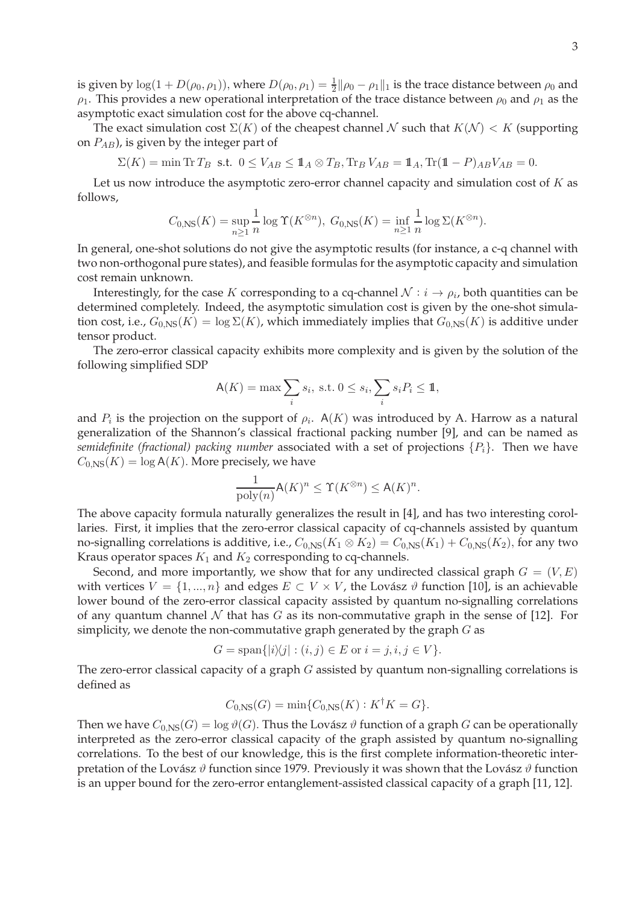is given by $\log(1 + D(\rho_0, \rho_1))$, where $D(\rho_0, \rho_1) = \frac{1}{2}\|\rho_0 - \rho_1\|_1$ is the trace distance between $\rho_0$ and $\rho_1$. This provides a new operational interpretation of the trace distance between $\rho_0$ and $\rho_1$ as the asymptotic exact simulation cost for the above cq-channel.

The exact simulation cost $\Sigma(K)$ of the cheapest channel $\mathcal{N}$ such that $K(\mathcal{N}) < K$ (supporting on $P_{AB}$), is given by the integer part of

$$\Sigma(K) = \min \operatorname{Tr} T_B \ \text{ s.t. } \ 0 \leq V_{AB} \leq \mathbb{1}_A \otimes T_B, \operatorname{Tr}_B V_{AB} = \mathbb{1}_A, \operatorname{Tr}(\mathbb{1} - P)_{AB} V_{AB} = 0.$$

Let us now introduce the asymptotic zero-error channel capacity and simulation cost of $K$ as follows,

$$C_{0,\text{NS}}(K) = \sup_{n \geq 1} \frac{1}{n} \log \Upsilon(K^{\otimes n}), \ G_{0,\text{NS}}(K) = \inf_{n \geq 1} \frac{1}{n} \log \Sigma(K^{\otimes n}).$$

In general, one-shot solutions do not give the asymptotic results (for instance, a c-q channel with two non-orthogonal pure states), and feasible formulas for the asymptotic capacity and simulation cost remain unknown.

Interestingly, for the case $K$ corresponding to a cq-channel $\mathcal{N} : i \to \rho_i$, both quantities can be determined completely. Indeed, the asymptotic simulation cost is given by the one-shot simulation cost, i.e., $G_{0,\text{NS}}(K) = \log \Sigma(K)$, which immediately implies that $G_{0,\text{NS}}(K)$ is additive under tensor product.

The zero-error classical capacity exhibits more complexity and is given by the solution of the following simplified SDP

$$\mathsf{A}(K) = \max \sum_i s_i, \text{ s.t. } 0 \leq s_i, \sum_i s_i P_i \leq \mathbb{1},$$

and $P_i$ is the projection on the support of $\rho_i$. $\mathsf{A}(K)$ was introduced by A. Harrow as a natural generalization of the Shannon's classical fractional packing number [9], and can be named as *semidefinite (fractional) packing number* associated with a set of projections $\{P_i\}$. Then we have $C_{0,\text{NS}}(K) = \log \mathsf{A}(K)$. More precisely, we have

$$\frac{1}{\text{poly}(n)} \mathsf{A}(K)^n \leq \Upsilon(K^{\otimes n}) \leq \mathsf{A}(K)^n.$$

The above capacity formula naturally generalizes the result in [4], and has two interesting corollaries. First, it implies that the zero-error classical capacity of cq-channels assisted by quantum no-signalling correlations is additive, i.e., $C_{0,\text{NS}}(K_1 \otimes K_2) = C_{0,\text{NS}}(K_1) + C_{0,\text{NS}}(K_2)$, for any two Kraus operator spaces $K_1$ and $K_2$ corresponding to cq-channels.

Second, and more importantly, we show that for any undirected classical graph $G = (V, E)$ with vertices $V = \{1, ..., n\}$ and edges $E \subset V \times V$, the Lovász $\vartheta$ function [10], is an achievable lower bound of the zero-error classical capacity assisted by quantum no-signalling correlations of any quantum channel $\mathcal{N}$ that has $G$ as its non-commutative graph in the sense of [12]. For simplicity, we denote the non-commutative graph generated by the graph $G$ as

$$G = \operatorname{span}\{|i\rangle\langle j| : (i, j) \in E \text{ or } i = j, i, j \in V\}.$$

The zero-error classical capacity of a graph $G$ assisted by quantum non-signalling correlations is defined as

$$C_{0,\text{NS}}(G) = \min\{C_{0,\text{NS}}(K) : K^\dagger K = G\}.$$

Then we have $C_{0,\text{NS}}(G) = \log \vartheta(G)$. Thus the Lovász $\vartheta$ function of a graph $G$ can be operationally interpreted as the zero-error classical capacity of the graph assisted by quantum no-signalling correlations. To the best of our knowledge, this is the first complete information-theoretic interpretation of the Lovász $\vartheta$ function since 1979. Previously it was shown that the Lovász $\vartheta$ function is an upper bound for the zero-error entanglement-assisted classical capacity of a graph [11, 12].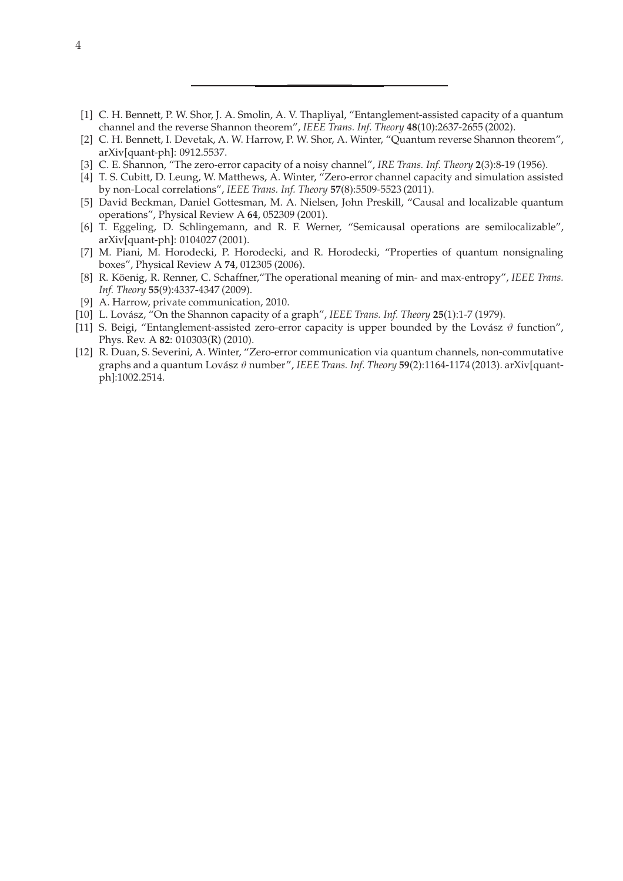- [1] C. H. Bennett, P. W. Shor, J. A. Smolin, A. V. Thapliyal, "Entanglement-assisted capacity of a quantum channel and the reverse Shannon theorem", *IEEE Trans. Inf. Theory* **48**(10):2637-2655 (2002).
- [2] C. H. Bennett, I. Devetak, A. W. Harrow, P. W. Shor, A. Winter, "Quantum reverse Shannon theorem", arXiv[quant-ph]: 0912.5537.
- [3] C. E. Shannon, "The zero-error capacity of a noisy channel", *IRE Trans. Inf. Theory* **2**(3):8-19 (1956).
- [4] T. S. Cubitt, D. Leung, W. Matthews, A. Winter, "Zero-error channel capacity and simulation assisted by non-Local correlations", *IEEE Trans. Inf. Theory* **57**(8):5509-5523 (2011).
- [5] David Beckman, Daniel Gottesman, M. A. Nielsen, John Preskill, "Causal and localizable quantum operations", Physical Review A **64**, 052309 (2001).
- [6] T. Eggeling, D. Schlingemann, and R. F. Werner, "Semicausal operations are semilocalizable", arXiv[quant-ph]: 0104027 (2001).
- [7] M. Piani, M. Horodecki, P. Horodecki, and R. Horodecki, "Properties of quantum nonsignaling boxes", Physical Review A **74**, 012305 (2006).
- [8] R. Köenig, R. Renner, C. Schaffner,"The operational meaning of min- and max-entropy", *IEEE Trans. Inf. Theory* **55**(9):4337-4347 (2009).
- [9] A. Harrow, private communication, 2010.
- [10] L. Lovász, "On the Shannon capacity of a graph", *IEEE Trans. Inf. Theory* **25**(1):1-7 (1979).
- [11] S. Beigi, "Entanglement-assisted zero-error capacity is upper bounded by the Lovász $\vartheta$ function", Phys. Rev. A **82**: 010303(R) (2010).
- [12] R. Duan, S. Severini, A. Winter, "Zero-error communication via quantum channels, non-commutative graphs and a quantum Lovász $\vartheta$ number", *IEEE Trans. Inf. Theory* **59**(2):1164-1174 (2013). arXiv[quant-ph]:1002.2514.